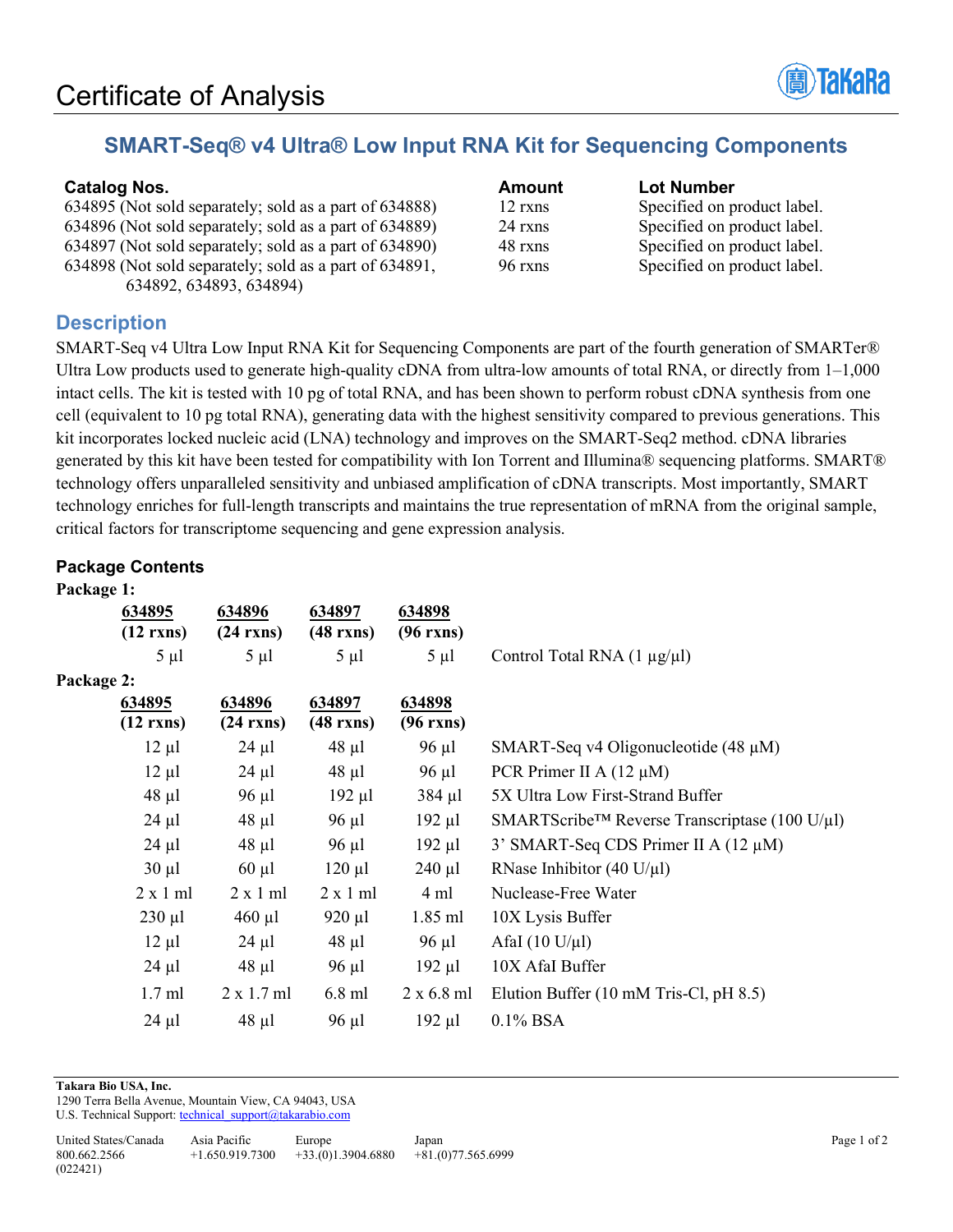# Certificate of Analysis

## SMART-Seq® v4 Ultra® Low Input RNA Kit for Sequencing Components

| Catalog Nos. | Amount | Lot Number |
|---|---|---|
| 634895 (Not sold separately; sold as a part of 634888) | 12 rxns | Specified on product label. |
| 634896 (Not sold separately; sold as a part of 634889) | 24 rxns | Specified on product label. |
| 634897 (Not sold separately; sold as a part of 634890) | 48 rxns | Specified on product label. |
| 634898 (Not sold separately; sold as a part of 634891, 634892, 634893, 634894) | 96 rxns | Specified on product label. |

## Description

SMART-Seq v4 Ultra Low Input RNA Kit for Sequencing Components are part of the fourth generation of SMARTer® Ultra Low products used to generate high-quality cDNA from ultra-low amounts of total RNA, or directly from 1–1,000 intact cells. The kit is tested with 10 pg of total RNA, and has been shown to perform robust cDNA synthesis from one cell (equivalent to 10 pg total RNA), generating data with the highest sensitivity compared to previous generations. This kit incorporates locked nucleic acid (LNA) technology and improves on the SMART-Seq2 method. cDNA libraries generated by this kit have been tested for compatibility with Ion Torrent and Illumina® sequencing platforms. SMART® technology offers unparalleled sensitivity and unbiased amplification of cDNA transcripts. Most importantly, SMART technology enriches for full-length transcripts and maintains the true representation of mRNA from the original sample, critical factors for transcriptome sequencing and gene expression analysis.

### Package Contents

**Package 1:**

| 634895 (12 rxns) | 634896 (24 rxns) | 634897 (48 rxns) | 634898 (96 rxns) | |
|---|---|---|---|---|
| 5 µl | 5 µl | 5 µl | 5 µl | Control Total RNA (1 µg/µl) |

**Package 2:**

| 634895 (12 rxns) | 634896 (24 rxns) | 634897 (48 rxns) | 634898 (96 rxns) | |
|---|---|---|---|---|
| 12 µl | 24 µl | 48 µl | 96 µl | SMART-Seq v4 Oligonucleotide (48 µM) |
| 12 µl | 24 µl | 48 µl | 96 µl | PCR Primer II A (12 µM) |
| 48 µl | 96 µl | 192 µl | 384 µl | 5X Ultra Low First-Strand Buffer |
| 24 µl | 48 µl | 96 µl | 192 µl | SMARTScribe™ Reverse Transcriptase (100 U/µl) |
| 24 µl | 48 µl | 96 µl | 192 µl | 3’ SMART-Seq CDS Primer II A (12 µM) |
| 30 µl | 60 µl | 120 µl | 240 µl | RNase Inhibitor (40 U/µl) |
| 2 x 1 ml | 2 x 1 ml | 2 x 1 ml | 4 ml | Nuclease-Free Water |
| 230 µl | 460 µl | 920 µl | 1.85 ml | 10X Lysis Buffer |
| 12 µl | 24 µl | 48 µl | 96 µl | AfaI (10 U/µl) |
| 24 µl | 48 µl | 96 µl | 192 µl | 10X AfaI Buffer |
| 1.7 ml | 2 x 1.7 ml | 6.8 ml | 2 x 6.8 ml | Elution Buffer (10 mM Tris-Cl, pH 8.5) |
| 24 µl | 48 µl | 96 µl | 192 µl | 0.1% BSA |

**Takara Bio USA, Inc.**
1290 Terra Bella Avenue, Mountain View, CA 94043, USA
U.S. Technical Support: technical_support@takarabio.com

United States/Canada 800.662.2566 | Asia Pacific +1.650.919.7300 | Europe +33.(0)1.3904.6880 | Japan +81.(0)77.565.6999

(022421)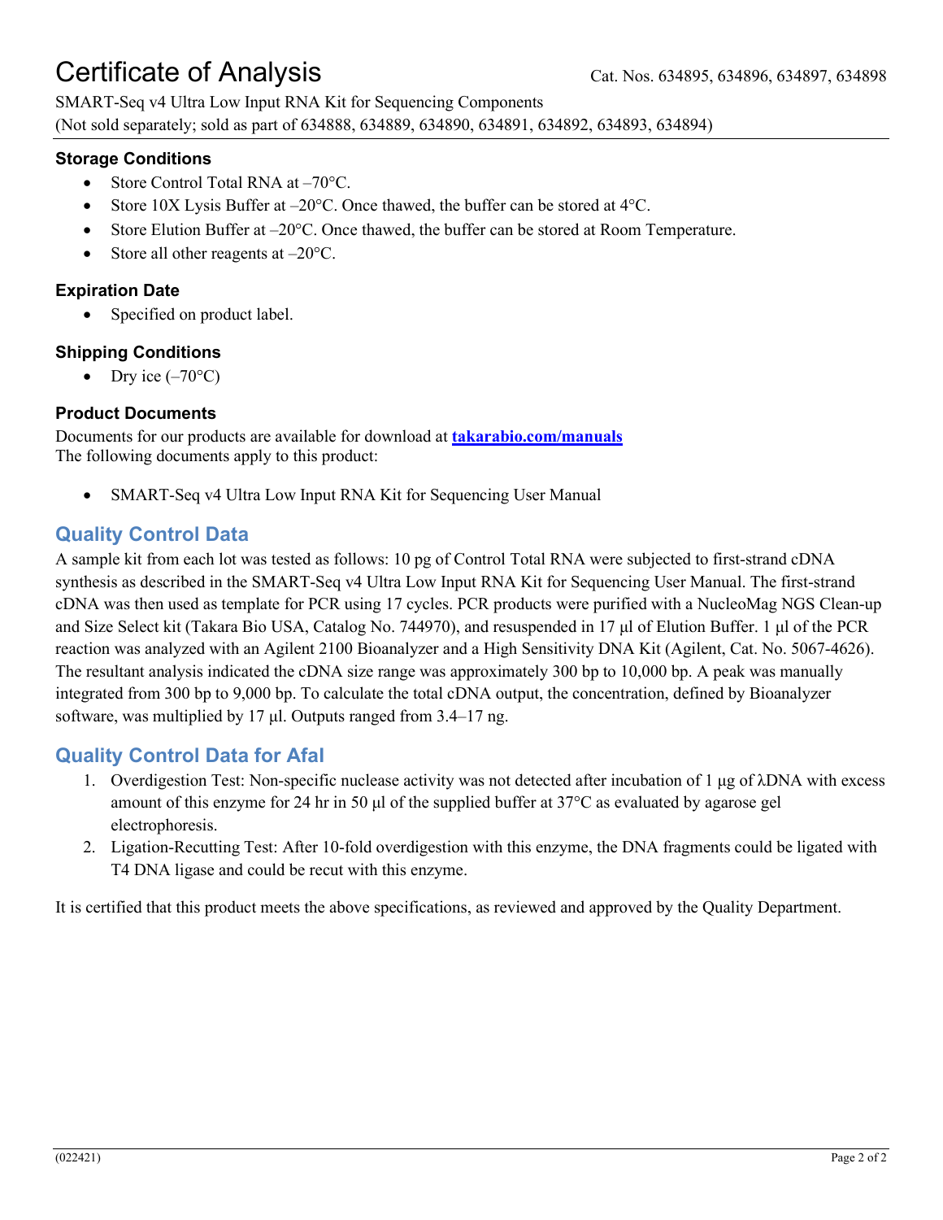# Certificate of Analysis

Cat. Nos. 634895, 634896, 634897, 634898

SMART-Seq v4 Ultra Low Input RNA Kit for Sequencing Components
(Not sold separately; sold as part of 634888, 634889, 634890, 634891, 634892, 634893, 634894)

### Storage Conditions

- Store Control Total RNA at –70°C.
- Store 10X Lysis Buffer at –20°C. Once thawed, the buffer can be stored at 4°C.
- Store Elution Buffer at –20°C. Once thawed, the buffer can be stored at Room Temperature.
- Store all other reagents at –20°C.

### Expiration Date

- Specified on product label.

### Shipping Conditions

- Dry ice (–70°C)

### Product Documents

Documents for our products are available for download at **takarabio.com/manuals**
The following documents apply to this product:

- SMART-Seq v4 Ultra Low Input RNA Kit for Sequencing User Manual

## Quality Control Data

A sample kit from each lot was tested as follows: 10 pg of Control Total RNA were subjected to first-strand cDNA synthesis as described in the SMART-Seq v4 Ultra Low Input RNA Kit for Sequencing User Manual. The first-strand cDNA was then used as template for PCR using 17 cycles. PCR products were purified with a NucleoMag NGS Clean-up and Size Select kit (Takara Bio USA, Catalog No. 744970), and resuspended in 17 µl of Elution Buffer. 1 µl of the PCR reaction was analyzed with an Agilent 2100 Bioanalyzer and a High Sensitivity DNA Kit (Agilent, Cat. No. 5067-4626). The resultant analysis indicated the cDNA size range was approximately 300 bp to 10,000 bp. A peak was manually integrated from 300 bp to 9,000 bp. To calculate the total cDNA output, the concentration, defined by Bioanalyzer software, was multiplied by 17 µl. Outputs ranged from 3.4–17 ng.

## Quality Control Data for AfaI

1. Overdigestion Test: Non-specific nuclease activity was not detected after incubation of 1 µg of λDNA with excess amount of this enzyme for 24 hr in 50 µl of the supplied buffer at 37°C as evaluated by agarose gel electrophoresis.
2. Ligation-Recutting Test: After 10-fold overdigestion with this enzyme, the DNA fragments could be ligated with T4 DNA ligase and could be recut with this enzyme.

It is certified that this product meets the above specifications, as reviewed and approved by the Quality Department.

(022421)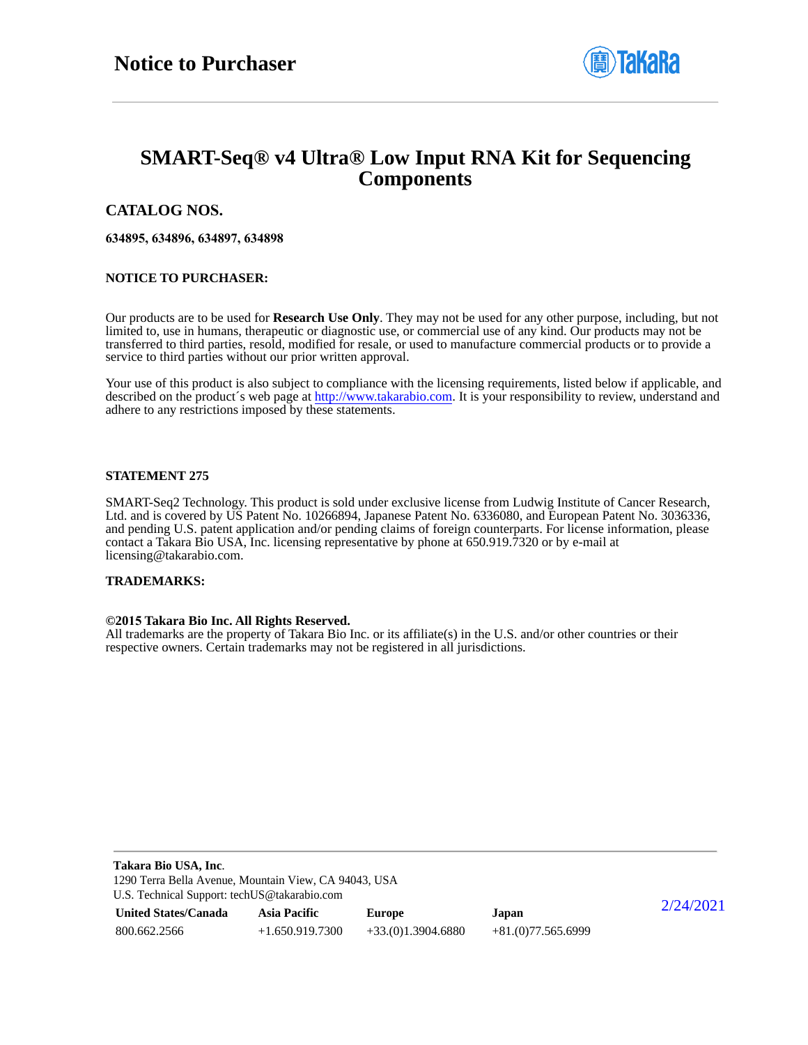# Notice to Purchaser

## SMART-Seq® v4 Ultra® Low Input RNA Kit for Sequencing Components

### CATALOG NOS.

**634895, 634896, 634897, 634898**

**NOTICE TO PURCHASER:**

Our products are to be used for **Research Use Only**. They may not be used for any other purpose, including, but not limited to, use in humans, therapeutic or diagnostic use, or commercial use of any kind. Our products may not be transferred to third parties, resold, modified for resale, or used to manufacture commercial products or to provide a service to third parties without our prior written approval.

Your use of this product is also subject to compliance with the licensing requirements, listed below if applicable, and described on the product´s web page at http://www.takarabio.com. It is your responsibility to review, understand and adhere to any restrictions imposed by these statements.

**STATEMENT 275**

SMART-Seq2 Technology. This product is sold under exclusive license from Ludwig Institute of Cancer Research, Ltd. and is covered by US Patent No. 10266894, Japanese Patent No. 6336080, and European Patent No. 3036336, and pending U.S. patent application and/or pending claims of foreign counterparts. For license information, please contact a Takara Bio USA, Inc. licensing representative by phone at 650.919.7320 or by e-mail at licensing@takarabio.com.

**TRADEMARKS:**

**©2015 Takara Bio Inc. All Rights Reserved.**
All trademarks are the property of Takara Bio Inc. or its affiliate(s) in the U.S. and/or other countries or their respective owners. Certain trademarks may not be registered in all jurisdictions.

**Takara Bio USA, Inc**.
1290 Terra Bella Avenue, Mountain View, CA 94043, USA
U.S. Technical Support: techUS@takarabio.com

| United States/Canada | Asia Pacific | Europe | Japan |
|---|---|---|---|
| 800.662.2566 | +1.650.919.7300 | +33.(0)1.3904.6880 | +81.(0)77.565.6999 |

2/24/2021